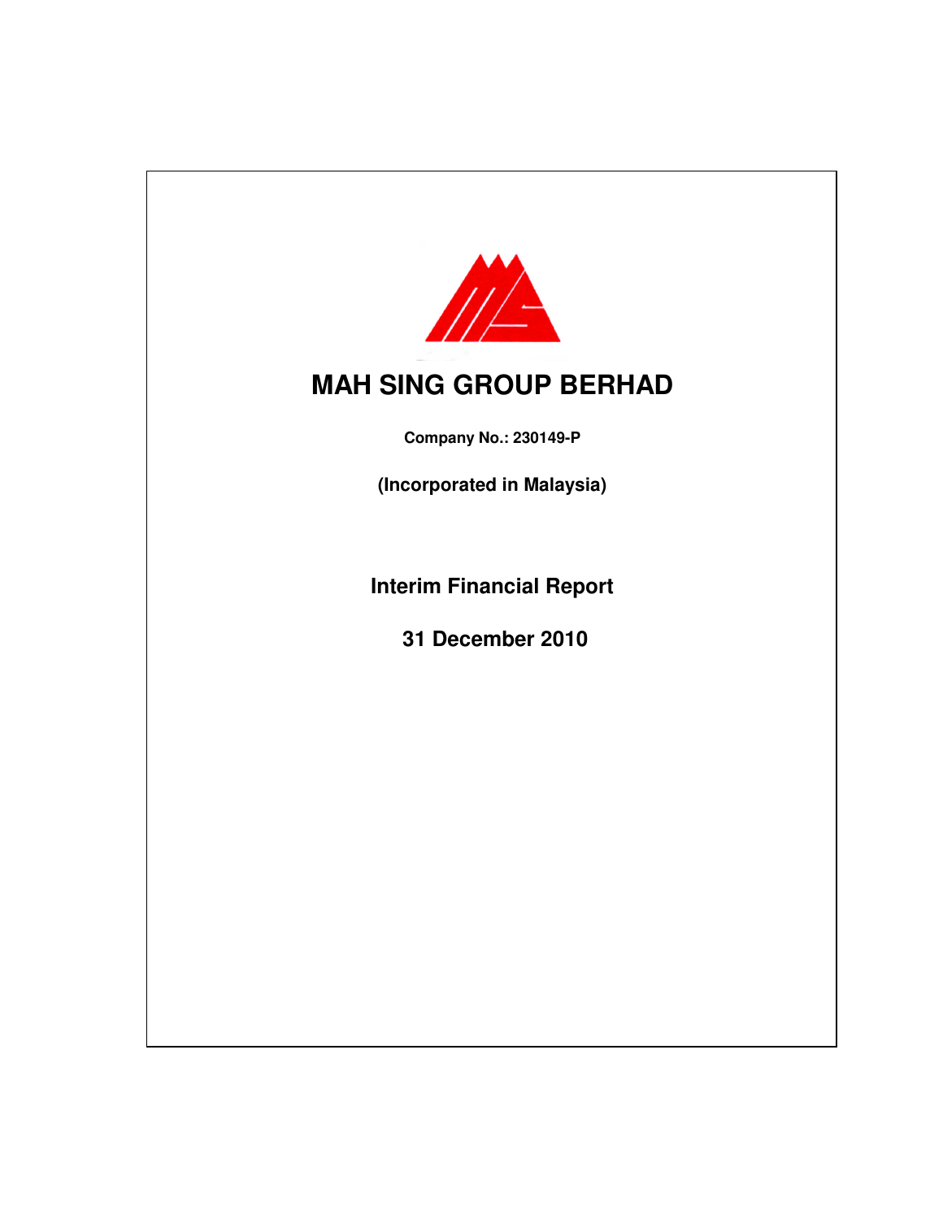# MAH SING GROUP BERHAD

**Company No.: 230149-P**

**(Incorporated in Malaysia)**

## Interim Financial Report

## 31 December 2010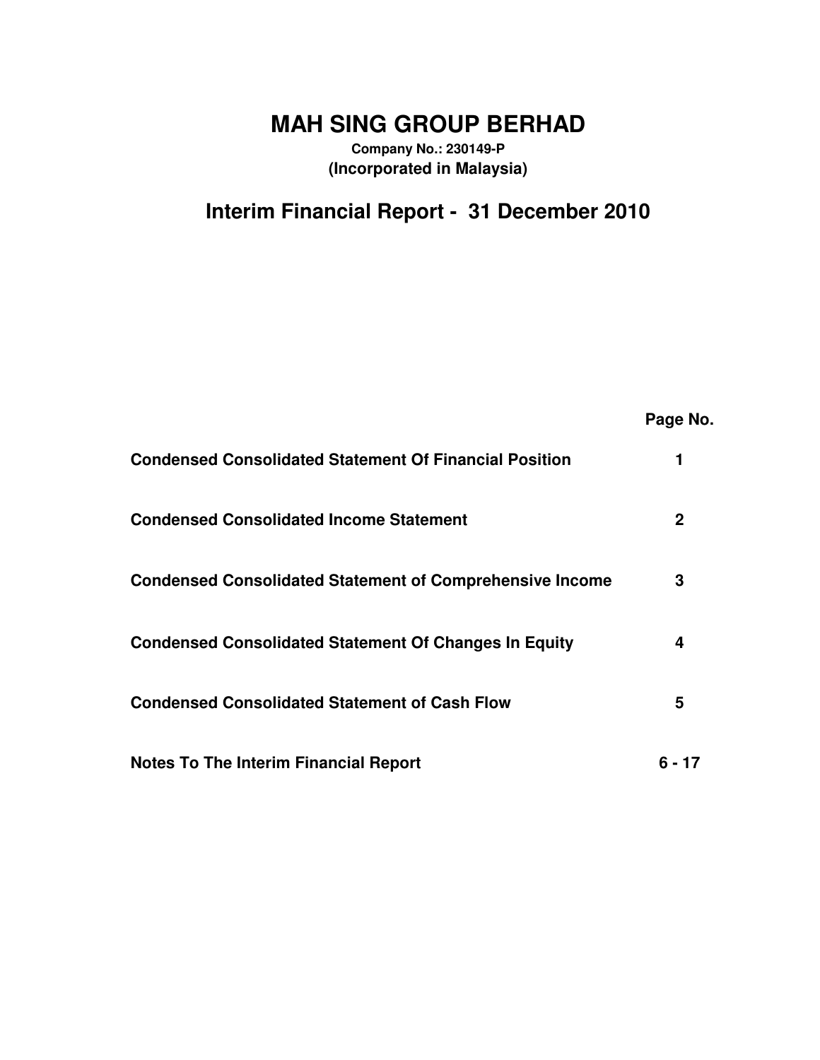# MAH SING GROUP BERHAD

**Company No.: 230149-P**
**(Incorporated in Malaysia)**

## Interim Financial Report - 31 December 2010

| | Page No. |
|---|---|
| **Condensed Consolidated Statement Of Financial Position** | **1** |
| **Condensed Consolidated Income Statement** | **2** |
| **Condensed Consolidated Statement of Comprehensive Income** | **3** |
| **Condensed Consolidated Statement Of Changes In Equity** | **4** |
| **Condensed Consolidated Statement of Cash Flow** | **5** |
| **Notes To The Interim Financial Report** | **6 - 17** |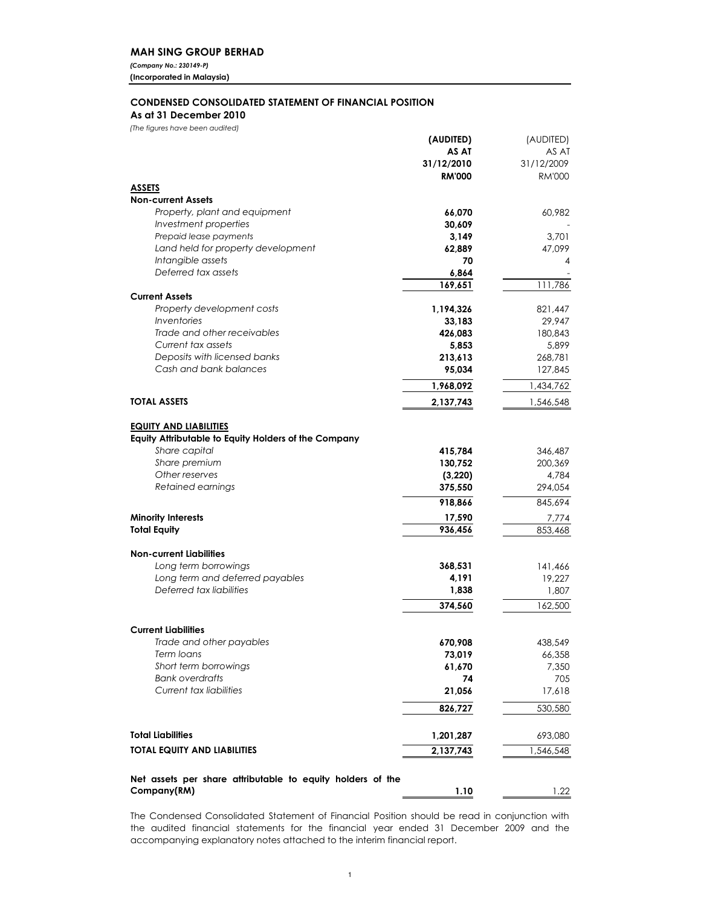**MAH SING GROUP BERHAD**

*(Company No.: 230149-P)*

**(Incorporated in Malaysia)**

## CONDENSED CONSOLIDATED STATEMENT OF FINANCIAL POSITION

**As at 31 December 2010**

*(The figures have been audited)*

| | (AUDITED) AS AT 31/12/2010 RM'000 | (AUDITED) AS AT 31/12/2009 RM'000 |
|---|---|---|
| **ASSETS** | | |
| **Non-current Assets** | | |
| *Property, plant and equipment* | **66,070** | 60,982 |
| *Investment properties* | **30,609** | - |
| *Prepaid lease payments* | **3,149** | 3,701 |
| *Land held for property development* | **62,889** | 47,099 |
| *Intangible assets* | **70** | 4 |
| *Deferred tax assets* | **6,864** | - |
| | **169,651** | 111,786 |
| **Current Assets** | | |
| *Property development costs* | **1,194,326** | 821,447 |
| *Inventories* | **33,183** | 29,947 |
| *Trade and other receivables* | **426,083** | 180,843 |
| *Current tax assets* | **5,853** | 5,899 |
| *Deposits with licensed banks* | **213,613** | 268,781 |
| *Cash and bank balances* | **95,034** | 127,845 |
| | **1,968,092** | 1,434,762 |
| **TOTAL ASSETS** | **2,137,743** | 1,546,548 |
| **EQUITY AND LIABILITIES** | | |
| **Equity Attributable to Equity Holders of the Company** | | |
| *Share capital* | **415,784** | 346,487 |
| *Share premium* | **130,752** | 200,369 |
| *Other reserves* | **(3,220)** | 4,784 |
| *Retained earnings* | **375,550** | 294,054 |
| | **918,866** | 845,694 |
| **Minority Interests** | **17,590** | 7,774 |
| **Total Equity** | **936,456** | 853,468 |
| **Non-current Liabilities** | | |
| *Long term borrowings* | **368,531** | 141,466 |
| *Long term and deferred payables* | **4,191** | 19,227 |
| *Deferred tax liabilities* | **1,838** | 1,807 |
| | **374,560** | 162,500 |
| **Current Liabilities** | | |
| *Trade and other payables* | **670,908** | 438,549 |
| *Term loans* | **73,019** | 66,358 |
| *Short term borrowings* | **61,670** | 7,350 |
| *Bank overdrafts* | **74** | 705 |
| *Current tax liabilities* | **21,056** | 17,618 |
| | **826,727** | 530,580 |
| **Total Liabilities** | **1,201,287** | 693,080 |
| **TOTAL EQUITY AND LIABILITIES** | **2,137,743** | 1,546,548 |
| **Net assets per share attributable to equity holders of the Company(RM)** | **1.10** | 1.22 |

The Condensed Consolidated Statement of Financial Position should be read in conjunction with the audited financial statements for the financial year ended 31 December 2009 and the accompanying explanatory notes attached to the interim financial report.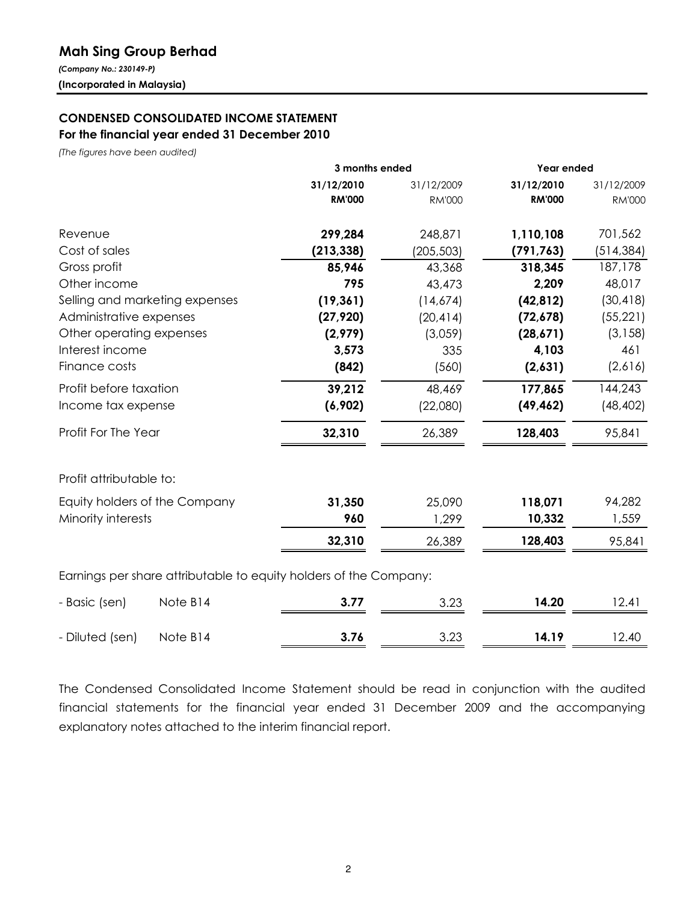# Mah Sing Group Berhad

*(Company No.: 230149-P)*

**(Incorporated in Malaysia)**

## CONDENSED CONSOLIDATED INCOME STATEMENT

### For the financial year ended 31 December 2010

*(The figures have been audited)*

| | | 3 months ended | | Year ended | |
|---|---|---|---|---|---|
| | | **31/12/2010** | 31/12/2009 | **31/12/2010** | 31/12/2009 |
| | | **RM'000** | RM'000 | **RM'000** | RM'000 |
| Revenue | | **299,284** | 248,871 | **1,110,108** | 701,562 |
| Cost of sales | | **(213,338)** | (205,503) | **(791,763)** | (514,384) |
| Gross profit | | **85,946** | 43,368 | **318,345** | 187,178 |
| Other income | | **795** | 43,473 | **2,209** | 48,017 |
| Selling and marketing expenses | | **(19,361)** | (14,674) | **(42,812)** | (30,418) |
| Administrative expenses | | **(27,920)** | (20,414) | **(72,678)** | (55,221) |
| Other operating expenses | | **(2,979)** | (3,059) | **(28,671)** | (3,158) |
| Interest income | | **3,573** | 335 | **4,103** | 461 |
| Finance costs | | **(842)** | (560) | **(2,631)** | (2,616) |
| Profit before taxation | | **39,212** | 48,469 | **177,865** | 144,243 |
| Income tax expense | | **(6,902)** | (22,080) | **(49,462)** | (48,402) |
| Profit For The Year | | **32,310** | 26,389 | **128,403** | 95,841 |
| | | | | | |
| Profit attributable to: | | | | | |
| Equity holders of the Company | | **31,350** | 25,090 | **118,071** | 94,282 |
| Minority interests | | **960** | 1,299 | **10,332** | 1,559 |
| | | **32,310** | 26,389 | **128,403** | 95,841 |
| | | | | | |
| Earnings per share attributable to equity holders of the Company: | | | | | |
| - Basic (sen) | Note B14 | **3.77** | 3.23 | **14.20** | 12.41 |
| - Diluted (sen) | Note B14 | **3.76** | 3.23 | **14.19** | 12.40 |

The Condensed Consolidated Income Statement should be read in conjunction with the audited financial statements for the financial year ended 31 December 2009 and the accompanying explanatory notes attached to the interim financial report.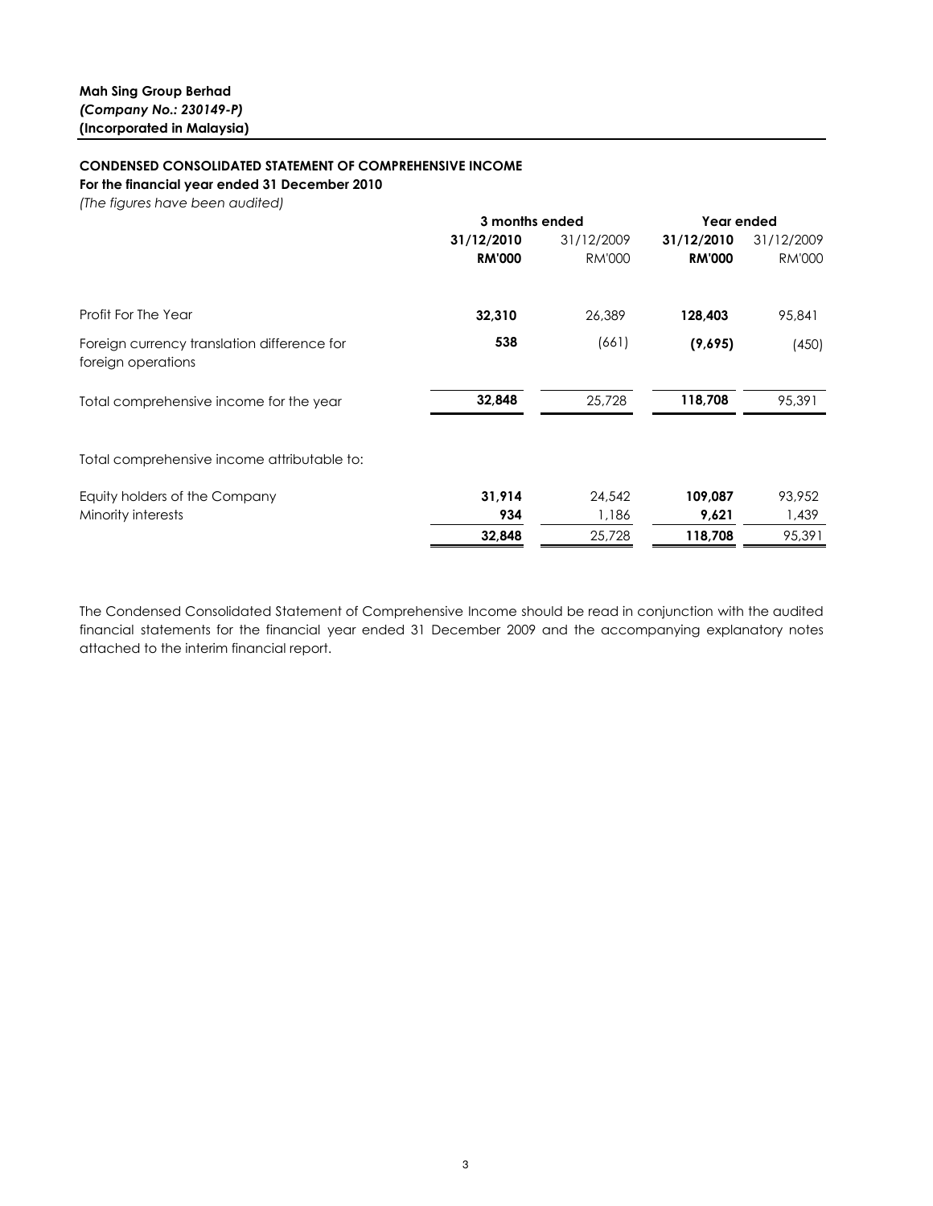**Mah Sing Group Berhad**
***(Company No.: 230149-P)***
**(Incorporated in Malaysia)**

**CONDENSED CONSOLIDATED STATEMENT OF COMPREHENSIVE INCOME**
**For the financial year ended 31 December 2010**
*(The figures have been audited)*

| | 3 months ended | | Year ended | |
|---|---|---|---|---|
| | **31/12/2010** | 31/12/2009 | **31/12/2010** | 31/12/2009 |
| | **RM'000** | RM'000 | **RM'000** | RM'000 |
| Profit For The Year | **32,310** | 26,389 | **128,403** | 95,841 |
| Foreign currency translation difference for foreign operations | **538** | (661) | **(9,695)** | (450) |
| Total comprehensive income for the year | **32,848** | 25,728 | **118,708** | 95,391 |
| | | | | |
| Total comprehensive income attributable to: | | | | |
| Equity holders of the Company | **31,914** | 24,542 | **109,087** | 93,952 |
| Minority interests | **934** | 1,186 | **9,621** | 1,439 |
| | **32,848** | 25,728 | **118,708** | 95,391 |

The Condensed Consolidated Statement of Comprehensive Income should be read in conjunction with the audited financial statements for the financial year ended 31 December 2009 and the accompanying explanatory notes attached to the interim financial report.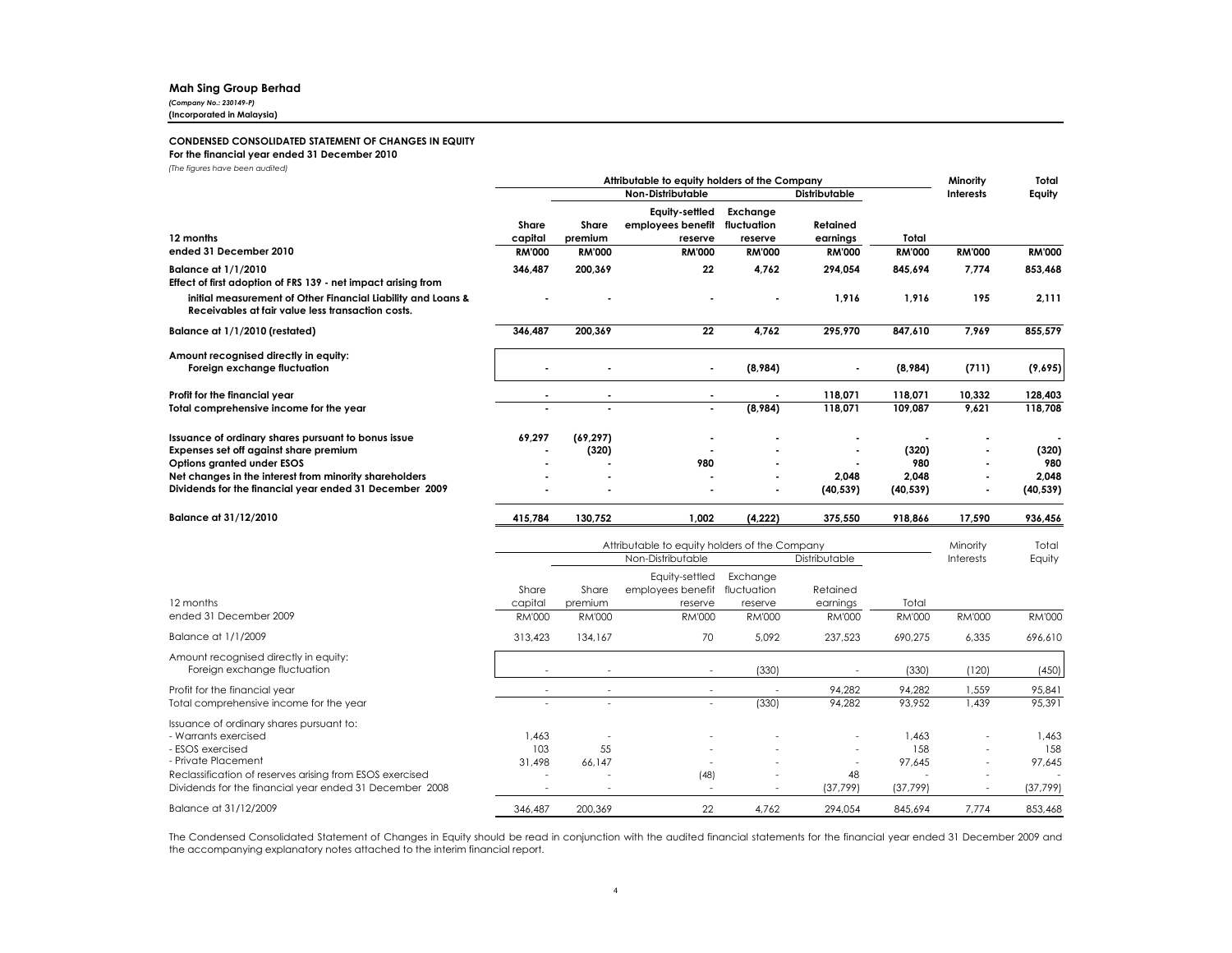**Mah Sing Group Berhad**
*(Company No.: 230149-P)*
**(Incorporated in Malaysia)**

**CONDENSED CONSOLIDATED STATEMENT OF CHANGES IN EQUITY**
**For the financial year ended 31 December 2010**
*(The figures have been audited)*

| | Attributable to equity holders of the Company | | | | | | Minority Interests | Total Equity |
|---|---|---|---|---|---|---|---|---|
| | | Non-Distributable | | | Distributable | | | |
| **12 months ended 31 December 2010** | **Share capital** | **Share premium** | **Equity-settled employees benefit reserve** | **Exchange fluctuation reserve** | **Retained earnings** | **Total** | | |
| | **RM'000** | **RM'000** | **RM'000** | **RM'000** | **RM'000** | **RM'000** | **RM'000** | **RM'000** |
| **Balance at 1/1/2010** | **346,487** | **200,369** | **22** | **4,762** | **294,054** | **845,694** | **7,774** | **853,468** |
| **Effect of first adoption of FRS 139 - net impact arising from initial measurement of Other Financial Liability and Loans & Receivables at fair value less transaction costs.** | **-** | **-** | **-** | **-** | **1,916** | **1,916** | **195** | **2,111** |
| **Balance at 1/1/2010 (restated)** | **346,487** | **200,369** | **22** | **4,762** | **295,970** | **847,610** | **7,969** | **855,579** |
| **Amount recognised directly in equity:** | | | | | | | | |
| **Foreign exchange fluctuation** | **-** | **-** | **-** | **(8,984)** | **-** | **(8,984)** | **(711)** | **(9,695)** |
| **Profit for the financial year** | **-** | **-** | **-** | **-** | **118,071** | **118,071** | **10,332** | **128,403** |
| **Total comprehensive income for the year** | **-** | **-** | **-** | **(8,984)** | **118,071** | **109,087** | **9,621** | **118,708** |
| **Issuance of ordinary shares pursuant to bonus issue** | **69,297** | **(69,297)** | **-** | **-** | **-** | **-** | **-** | **-** |
| **Expenses set off against share premium** | **-** | **(320)** | **-** | **-** | **-** | **(320)** | **-** | **(320)** |
| **Options granted under ESOS** | **-** | **-** | **980** | **-** | **-** | **980** | **-** | **980** |
| **Net changes in the interest from minority shareholders** | **-** | **-** | **-** | **-** | **2,048** | **2,048** | **-** | **2,048** |
| **Dividends for the financial year ended 31 December 2009** | **-** | **-** | **-** | **-** | **(40,539)** | **(40,539)** | **-** | **(40,539)** |
| **Balance at 31/12/2010** | **415,784** | **130,752** | **1,002** | **(4,222)** | **375,550** | **918,866** | **17,590** | **936,456** |

| | Attributable to equity holders of the Company | | | | | | Minority Interests | Total Equity |
|---|---|---|---|---|---|---|---|---|
| | | Non-Distributable | | | Distributable | | | |
| 12 months ended 31 December 2009 | Share capital | Share premium | Equity-settled employees benefit reserve | Exchange fluctuation reserve | Retained earnings | Total | | |
| | RM'000 | RM'000 | RM'000 | RM'000 | RM'000 | RM'000 | RM'000 | RM'000 |
| Balance at 1/1/2009 | 313,423 | 134,167 | 70 | 5,092 | 237,523 | 690,275 | 6,335 | 696,610 |
| Amount recognised directly in equity: | | | | | | | | |
| Foreign exchange fluctuation | - | - | - | (330) | - | (330) | (120) | (450) |
| Profit for the financial year | - | - | - | - | 94,282 | 94,282 | 1,559 | 95,841 |
| Total comprehensive income for the year | - | - | - | (330) | 94,282 | 93,952 | 1,439 | 95,391 |
| Issuance of ordinary shares pursuant to: | | | | | | | | |
| - Warrants exercised | 1,463 | - | - | - | - | 1,463 | - | 1,463 |
| - ESOS exercised | 103 | 55 | - | - | - | 158 | - | 158 |
| - Private Placement | 31,498 | 66,147 | - | - | - | 97,645 | - | 97,645 |
| Reclassification of reserves arising from ESOS exercised | - | - | (48) | - | 48 | - | - | - |
| Dividends for the financial year ended 31 December 2008 | - | - | - | - | (37,799) | (37,799) | - | (37,799) |
| Balance at 31/12/2009 | 346,487 | 200,369 | 22 | 4,762 | 294,054 | 845,694 | 7,774 | 853,468 |

The Condensed Consolidated Statement of Changes in Equity should be read in conjunction with the audited financial statements for the financial year ended 31 December 2009 and the accompanying explanatory notes attached to the interim financial report.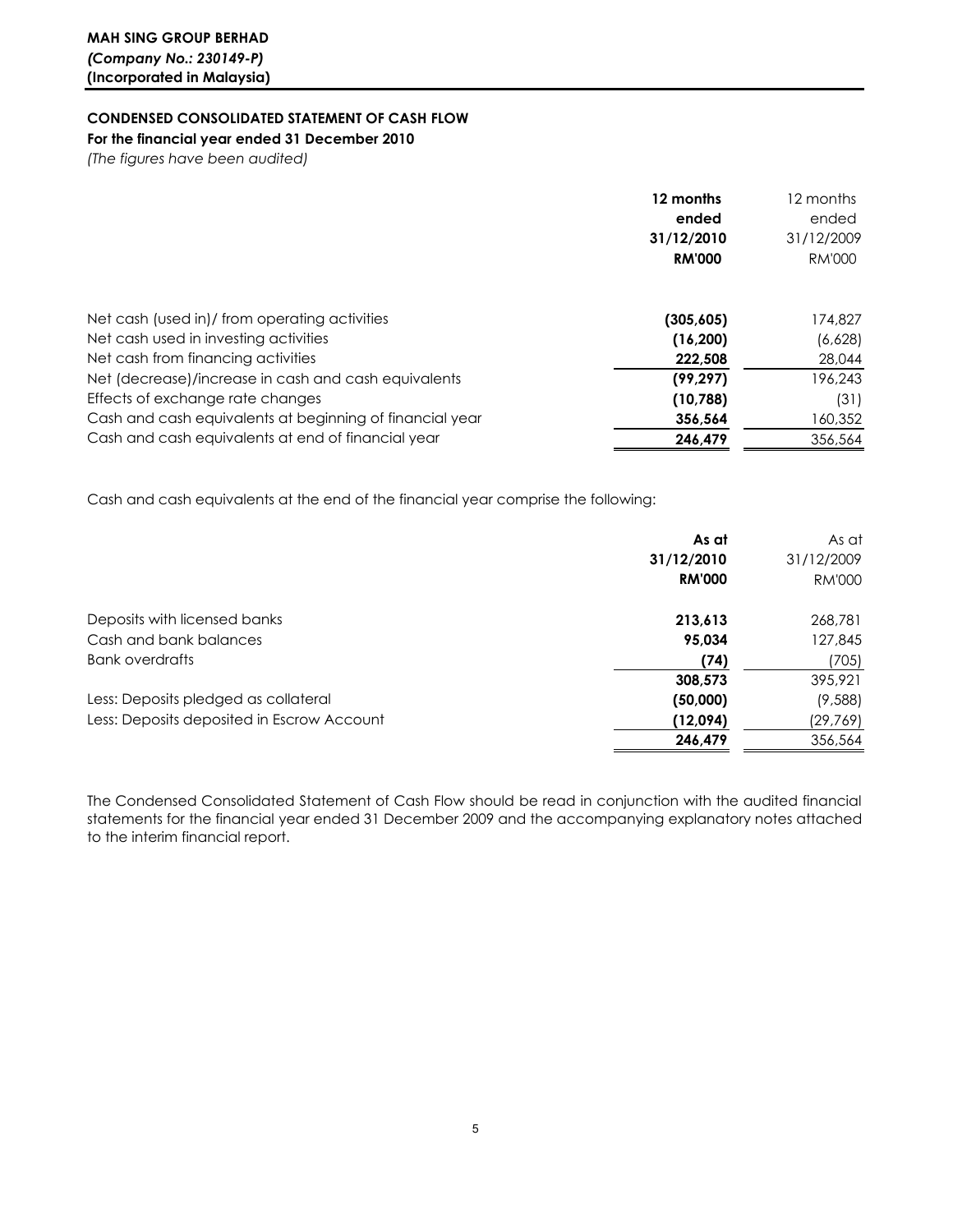**MAH SING GROUP BERHAD**
***(Company No.: 230149-P)***
**(Incorporated in Malaysia)**

**CONDENSED CONSOLIDATED STATEMENT OF CASH FLOW**
**For the financial year ended 31 December 2010**
*(The figures have been audited)*

| | **12 months ended 31/12/2010 RM'000** | 12 months ended 31/12/2009 RM'000 |
|---|---|---|
| Net cash (used in)/ from operating activities | **(305,605)** | 174,827 |
| Net cash used in investing activities | **(16,200)** | (6,628) |
| Net cash from financing activities | **222,508** | 28,044 |
| Net (decrease)/increase in cash and cash equivalents | **(99,297)** | 196,243 |
| Effects of exchange rate changes | **(10,788)** | (31) |
| Cash and cash equivalents at beginning of financial year | **356,564** | 160,352 |
| Cash and cash equivalents at end of financial year | **246,479** | 356,564 |

Cash and cash equivalents at the end of the financial year comprise the following:

| | **As at 31/12/2010 RM'000** | As at 31/12/2009 RM'000 |
|---|---|---|
| Deposits with licensed banks | **213,613** | 268,781 |
| Cash and bank balances | **95,034** | 127,845 |
| Bank overdrafts | **(74)** | (705) |
| | **308,573** | 395,921 |
| Less: Deposits pledged as collateral | **(50,000)** | (9,588) |
| Less: Deposits deposited in Escrow Account | **(12,094)** | (29,769) |
| | **246,479** | 356,564 |

The Condensed Consolidated Statement of Cash Flow should be read in conjunction with the audited financial statements for the financial year ended 31 December 2009 and the accompanying explanatory notes attached to the interim financial report.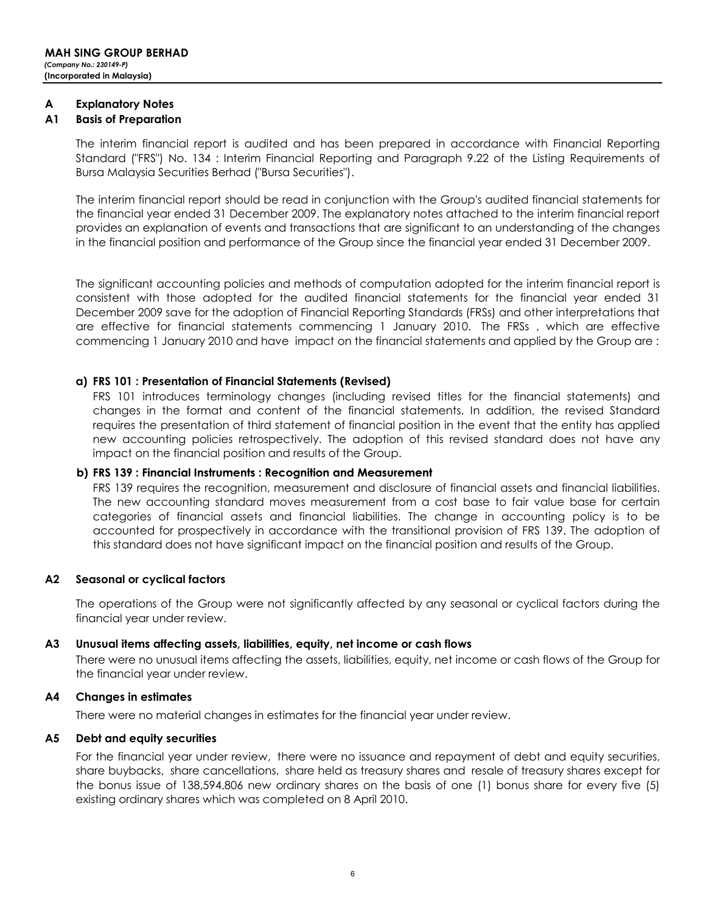**MAH SING GROUP BERHAD**
*(Company No.: 230149-P)*
**(Incorporated in Malaysia)**

## A Explanatory Notes

### A1 Basis of Preparation

The interim financial report is audited and has been prepared in accordance with Financial Reporting Standard ("FRS") No. 134 : Interim Financial Reporting and Paragraph 9.22 of the Listing Requirements of Bursa Malaysia Securities Berhad ("Bursa Securities").

The interim financial report should be read in conjunction with the Group's audited financial statements for the financial year ended 31 December 2009. The explanatory notes attached to the interim financial report provides an explanation of events and transactions that are significant to an understanding of the changes in the financial position and performance of the Group since the financial year ended 31 December 2009.

The significant accounting policies and methods of computation adopted for the interim financial report is consistent with those adopted for the audited financial statements for the financial year ended 31 December 2009 save for the adoption of Financial Reporting Standards (FRSs) and other interpretations that are effective for financial statements commencing 1 January 2010. The FRSs , which are effective commencing 1 January 2010 and have impact on the financial statements and applied by the Group are :

**a) FRS 101 : Presentation of Financial Statements (Revised)**

FRS 101 introduces terminology changes (including revised titles for the financial statements) and changes in the format and content of the financial statements. In addition, the revised Standard requires the presentation of third statement of financial position in the event that the entity has applied new accounting policies retrospectively. The adoption of this revised standard does not have any impact on the financial position and results of the Group.

**b) FRS 139 : Financial Instruments : Recognition and Measurement**

FRS 139 requires the recognition, measurement and disclosure of financial assets and financial liabilities. The new accounting standard moves measurement from a cost base to fair value base for certain categories of financial assets and financial liabilities. The change in accounting policy is to be accounted for prospectively in accordance with the transitional provision of FRS 139. The adoption of this standard does not have significant impact on the financial position and results of the Group.

### A2 Seasonal or cyclical factors

The operations of the Group were not significantly affected by any seasonal or cyclical factors during the financial year under review.

### A3 Unusual items affecting assets, liabilities, equity, net income or cash flows

There were no unusual items affecting the assets, liabilities, equity, net income or cash flows of the Group for the financial year under review.

### A4 Changes in estimates

There were no material changes in estimates for the financial year under review.

### A5 Debt and equity securities

For the financial year under review, there were no issuance and repayment of debt and equity securities, share buybacks, share cancellations, share held as treasury shares and resale of treasury shares except for the bonus issue of 138,594,806 new ordinary shares on the basis of one (1) bonus share for every five (5) existing ordinary shares which was completed on 8 April 2010.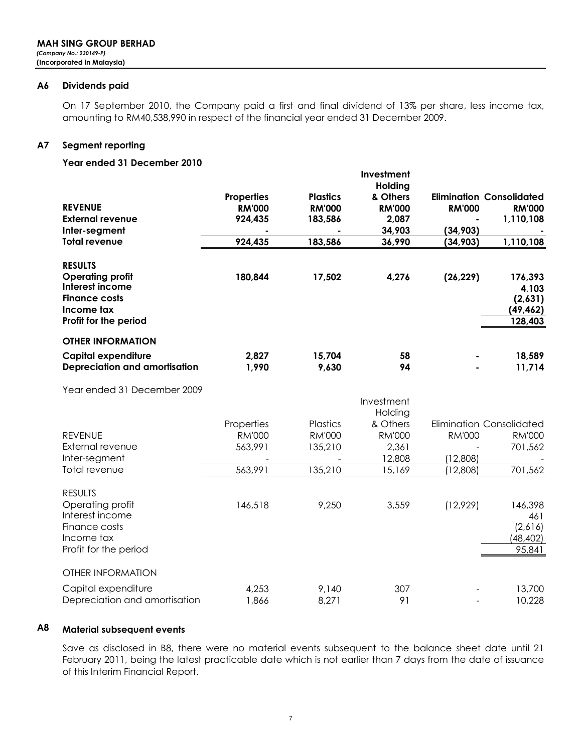**MAH SING GROUP BERHAD**
*(Company No.: 230149-P)*
**(Incorporated in Malaysia)**

## A6 Dividends paid

On 17 September 2010, the Company paid a first and final dividend of 13% per share, less income tax, amounting to RM40,538,990 in respect of the financial year ended 31 December 2009.

## A7 Segment reporting

**Year ended 31 December 2010**

| | Properties | Plastics | Investment Holding & Others | Elimination | Consolidated |
|---|---|---|---|---|---|
| **REVENUE** | **RM'000** | **RM'000** | **RM'000** | **RM'000** | **RM'000** |
| **External revenue** | **924,435** | **183,586** | **2,087** | **-** | **1,110,108** |
| **Inter-segment** | **-** | **-** | **34,903** | **(34,903)** | **-** |
| **Total revenue** | **924,435** | **183,586** | **36,990** | **(34,903)** | **1,110,108** |
| | | | | | |
| **RESULTS** | | | | | |
| **Operating profit** | **180,844** | **17,502** | **4,276** | **(26,229)** | **176,393** |
| **Interest income** | | | | | **4,103** |
| **Finance costs** | | | | | **(2,631)** |
| **Income tax** | | | | | **(49,462)** |
| **Profit for the period** | | | | | **128,403** |
| | | | | | |
| **OTHER INFORMATION** | | | | | |
| **Capital expenditure** | **2,827** | **15,704** | **58** | **-** | **18,589** |
| **Depreciation and amortisation** | **1,990** | **9,630** | **94** | **-** | **11,714** |

Year ended 31 December 2009

| | Properties | Plastics | Investment Holding & Others | Elimination | Consolidated |
|---|---|---|---|---|---|
| REVENUE | RM'000 | RM'000 | RM'000 | RM'000 | RM'000 |
| External revenue | 563,991 | 135,210 | 2,361 | - | 701,562 |
| Inter-segment | - | - | 12,808 | (12,808) | - |
| Total revenue | 563,991 | 135,210 | 15,169 | (12,808) | 701,562 |
| | | | | | |
| RESULTS | | | | | |
| Operating profit | 146,518 | 9,250 | 3,559 | (12,929) | 146,398 |
| Interest income | | | | | 461 |
| Finance costs | | | | | (2,616) |
| Income tax | | | | | (48,402) |
| Profit for the period | | | | | 95,841 |
| | | | | | |
| OTHER INFORMATION | | | | | |
| Capital expenditure | 4,253 | 9,140 | 307 | - | 13,700 |
| Depreciation and amortisation | 1,866 | 8,271 | 91 | - | 10,228 |

## A8 Material subsequent events

Save as disclosed in B8, there were no material events subsequent to the balance sheet date until 21 February 2011, being the latest practicable date which is not earlier than 7 days from the date of issuance of this Interim Financial Report.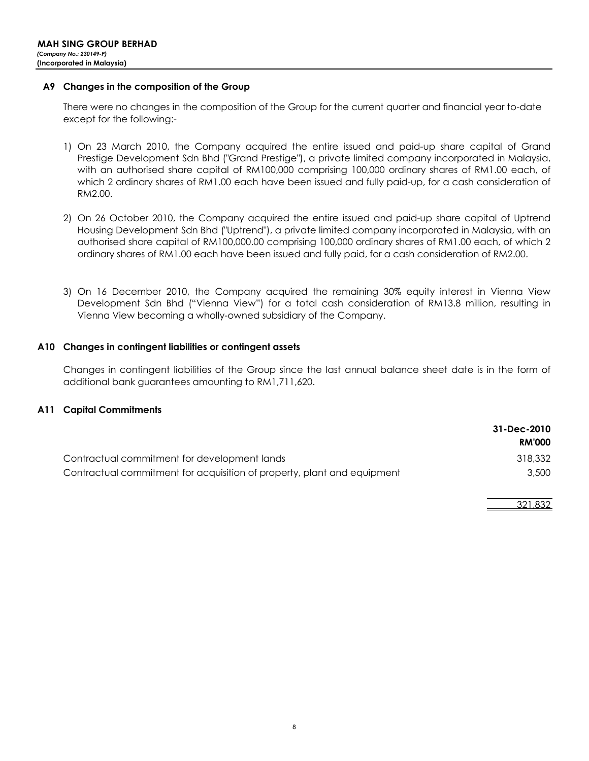**MAH SING GROUP BERHAD**
*(Company No.: 230149-P)*
**(Incorporated in Malaysia)**

## A9 Changes in the composition of the Group

There were no changes in the composition of the Group for the current quarter and financial year to-date except for the following:-

1) On 23 March 2010, the Company acquired the entire issued and paid-up share capital of Grand Prestige Development Sdn Bhd ("Grand Prestige"), a private limited company incorporated in Malaysia, with an authorised share capital of RM100,000 comprising 100,000 ordinary shares of RM1.00 each, of which 2 ordinary shares of RM1.00 each have been issued and fully paid-up, for a cash consideration of RM2.00.

2) On 26 October 2010, the Company acquired the entire issued and paid-up share capital of Uptrend Housing Development Sdn Bhd ("Uptrend"), a private limited company incorporated in Malaysia, with an authorised share capital of RM100,000.00 comprising 100,000 ordinary shares of RM1.00 each, of which 2 ordinary shares of RM1.00 each have been issued and fully paid, for a cash consideration of RM2.00.

3) On 16 December 2010, the Company acquired the remaining 30% equity interest in Vienna View Development Sdn Bhd ("Vienna View") for a total cash consideration of RM13.8 million, resulting in Vienna View becoming a wholly-owned subsidiary of the Company.

## A10 Changes in contingent liabilities or contingent assets

Changes in contingent liabilities of the Group since the last annual balance sheet date is in the form of additional bank guarantees amounting to RM1,711,620.

## A11 Capital Commitments

| | 31-Dec-2010 |
|---|---|
| | RM'000 |
| Contractual commitment for development lands | 318,332 |
| Contractual commitment for acquisition of property, plant and equipment | 3,500 |
| | 321,832 |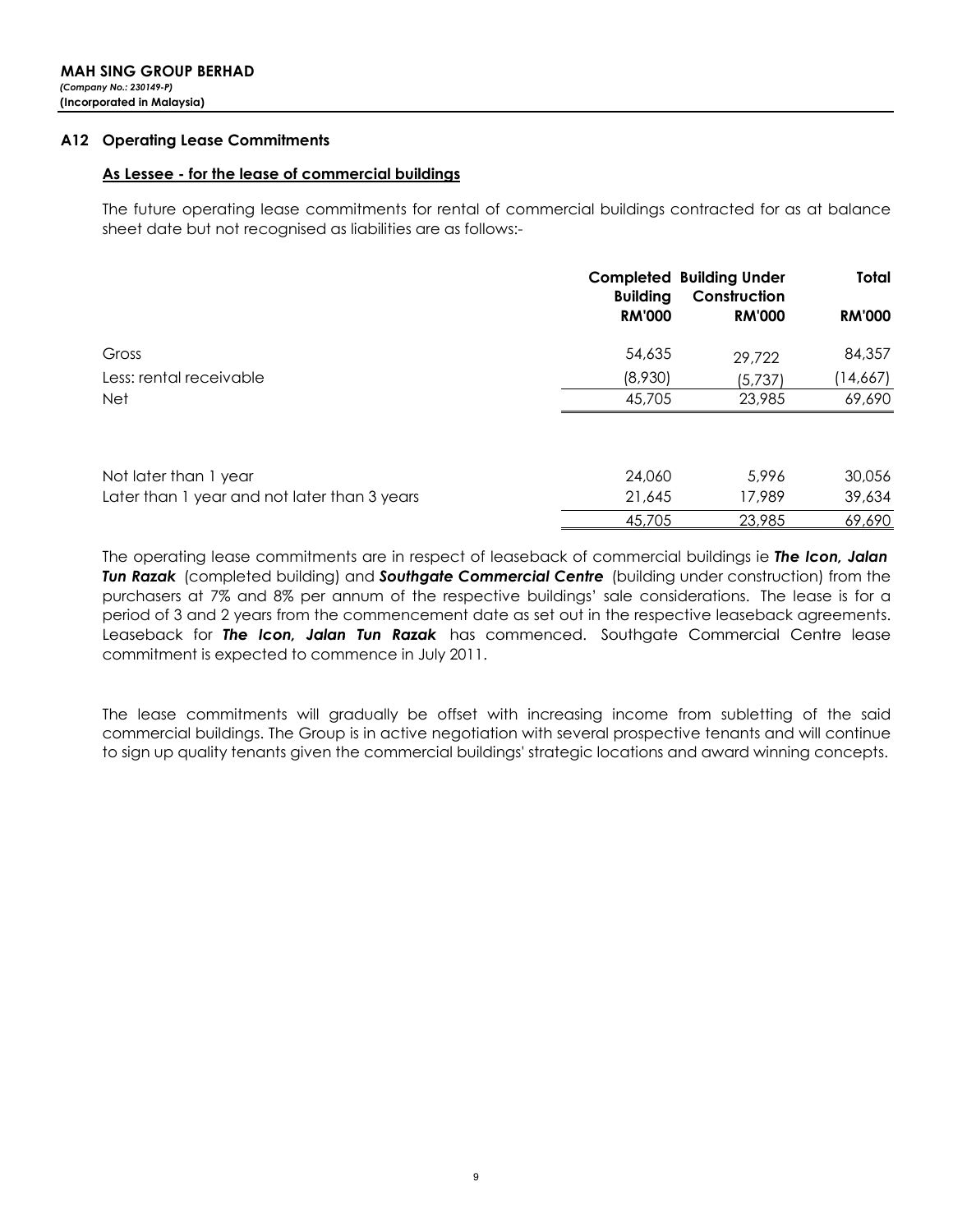**MAH SING GROUP BERHAD**
*(Company No.: 230149-P)*
**(Incorporated in Malaysia)**

## A12 Operating Lease Commitments

**As Lessee - for the lease of commercial buildings**

The future operating lease commitments for rental of commercial buildings contracted for as at balance sheet date but not recognised as liabilities are as follows:-

| | Completed Building | Building Under Construction | Total |
|---|---|---|---|
| | RM'000 | RM'000 | RM'000 |
| Gross | 54,635 | 29,722 | 84,357 |
| Less: rental receivable | (8,930) | (5,737) | (14,667) |
| Net | 45,705 | 23,985 | 69,690 |
| | | | |
| Not later than 1 year | 24,060 | 5,996 | 30,056 |
| Later than 1 year and not later than 3 years | 21,645 | 17,989 | 39,634 |
| | 45,705 | 23,985 | 69,690 |

The operating lease commitments are in respect of leaseback of commercial buildings ie ***The Icon, Jalan Tun Razak*** (completed building) and ***Southgate Commercial Centre*** (building under construction) from the purchasers at 7% and 8% per annum of the respective buildings' sale considerations. The lease is for a period of 3 and 2 years from the commencement date as set out in the respective leaseback agreements. Leaseback for ***The Icon, Jalan Tun Razak*** has commenced. Southgate Commercial Centre lease commitment is expected to commence in July 2011.

The lease commitments will gradually be offset with increasing income from subletting of the said commercial buildings. The Group is in active negotiation with several prospective tenants and will continue to sign up quality tenants given the commercial buildings' strategic locations and award winning concepts.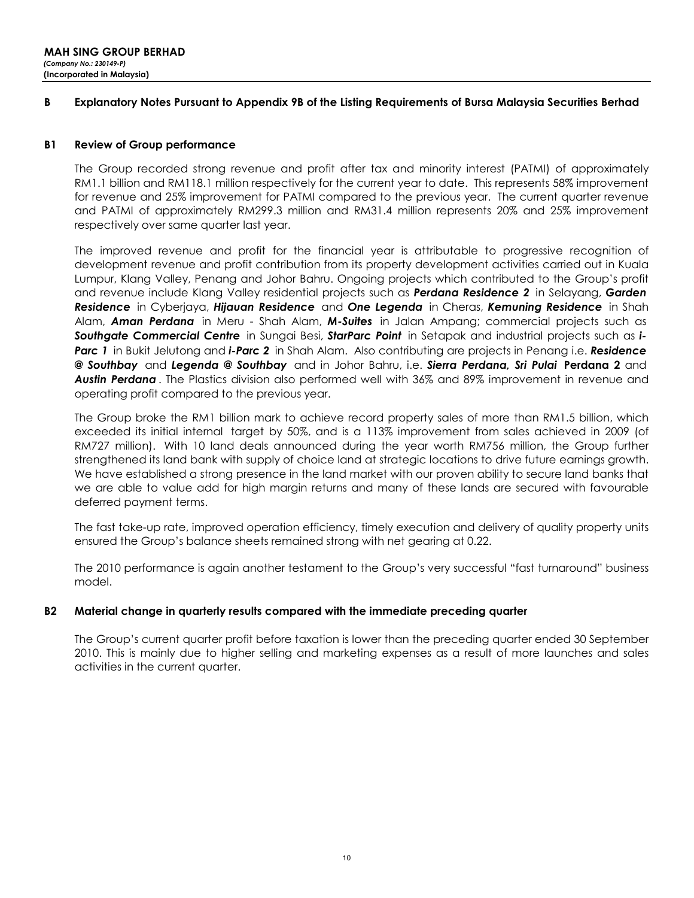**MAH SING GROUP BERHAD**
*(Company No.: 230149-P)*
**(Incorporated in Malaysia)**

## B Explanatory Notes Pursuant to Appendix 9B of the Listing Requirements of Bursa Malaysia Securities Berhad

### B1 Review of Group performance

The Group recorded strong revenue and profit after tax and minority interest (PATMI) of approximately RM1.1 billion and RM118.1 million respectively for the current year to date. This represents 58% improvement for revenue and 25% improvement for PATMI compared to the previous year. The current quarter revenue and PATMI of approximately RM299.3 million and RM31.4 million represents 20% and 25% improvement respectively over same quarter last year.

The improved revenue and profit for the financial year is attributable to progressive recognition of development revenue and profit contribution from its property development activities carried out in Kuala Lumpur, Klang Valley, Penang and Johor Bahru. Ongoing projects which contributed to the Group's profit and revenue include Klang Valley residential projects such as ***Perdana Residence 2*** in Selayang, ***Garden Residence*** in Cyberjaya, ***Hijauan Residence*** and ***One Legenda*** in Cheras, ***Kemuning Residence*** in Shah Alam, ***Aman Perdana*** in Meru - Shah Alam, ***M-Suites*** in Jalan Ampang; commercial projects such as ***Southgate Commercial Centre*** in Sungai Besi, ***StarParc Point*** in Setapak and industrial projects such as ***i-Parc 1*** in Bukit Jelutong and ***i-Parc 2*** in Shah Alam. Also contributing are projects in Penang i.e. ***Residence @ Southbay*** and ***Legenda @ Southbay*** and in Johor Bahru, i.e. ***Sierra Perdana, Sri Pulai*** **Perdana 2** and ***Austin Perdana***. The Plastics division also performed well with 36% and 89% improvement in revenue and operating profit compared to the previous year.

The Group broke the RM1 billion mark to achieve record property sales of more than RM1.5 billion, which exceeded its initial internal target by 50%, and is a 113% improvement from sales achieved in 2009 (of RM727 million). With 10 land deals announced during the year worth RM756 million, the Group further strengthened its land bank with supply of choice land at strategic locations to drive future earnings growth. We have established a strong presence in the land market with our proven ability to secure land banks that we are able to value add for high margin returns and many of these lands are secured with favourable deferred payment terms.

The fast take-up rate, improved operation efficiency, timely execution and delivery of quality property units ensured the Group's balance sheets remained strong with net gearing at 0.22.

The 2010 performance is again another testament to the Group's very successful "fast turnaround" business model.

### B2 Material change in quarterly results compared with the immediate preceding quarter

The Group's current quarter profit before taxation is lower than the preceding quarter ended 30 September 2010. This is mainly due to higher selling and marketing expenses as a result of more launches and sales activities in the current quarter.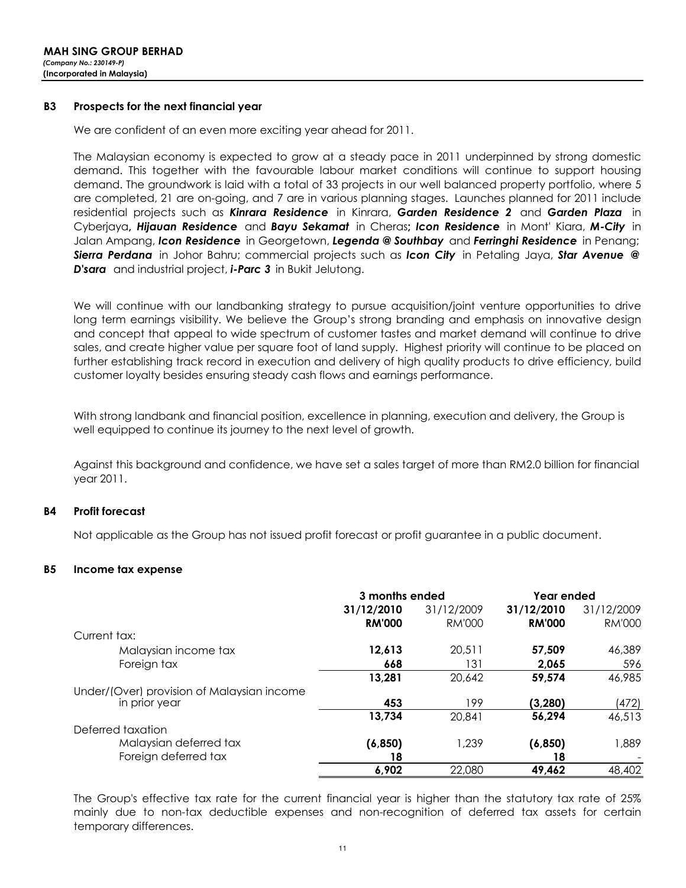**MAH SING GROUP BERHAD**
*(Company No.: 230149-P)*
**(Incorporated in Malaysia)**

### B3 Prospects for the next financial year

We are confident of an even more exciting year ahead for 2011.

The Malaysian economy is expected to grow at a steady pace in 2011 underpinned by strong domestic demand. This together with the favourable labour market conditions will continue to support housing demand. The groundwork is laid with a total of 33 projects in our well balanced property portfolio, where 5 are completed, 21 are on-going, and 7 are in various planning stages. Launches planned for 2011 include residential projects such as ***Kinrara Residence*** in Kinrara, ***Garden Residence 2*** and ***Garden Plaza*** in Cyberjaya**,** ***Hijauan Residence*** and ***Bayu Sekamat*** in Cheras**;** ***Icon Residence*** in Mont' Kiara, ***M-City*** in Jalan Ampang, ***Icon Residence*** in Georgetown, ***Legenda @ Southbay*** and ***Ferringhi Residence*** in Penang; ***Sierra Perdana*** in Johor Bahru; commercial projects such as ***Icon City*** in Petaling Jaya, ***Star Avenue @ D'sara*** and industrial project, ***i-Parc 3*** in Bukit Jelutong.

We will continue with our landbanking strategy to pursue acquisition/joint venture opportunities to drive long term earnings visibility. We believe the Group's strong branding and emphasis on innovative design and concept that appeal to wide spectrum of customer tastes and market demand will continue to drive sales, and create higher value per square foot of land supply. Highest priority will continue to be placed on further establishing track record in execution and delivery of high quality products to drive efficiency, build customer loyalty besides ensuring steady cash flows and earnings performance.

With strong landbank and financial position, excellence in planning, execution and delivery, the Group is well equipped to continue its journey to the next level of growth.

Against this background and confidence, we have set a sales target of more than RM2.0 billion for financial year 2011.

### B4 Profit forecast

Not applicable as the Group has not issued profit forecast or profit guarantee in a public document.

### B5 Income tax expense

| | 3 months ended | | Year ended | |
|---|---|---|---|---|
| | **31/12/2010** | 31/12/2009 | **31/12/2010** | 31/12/2009 |
| | **RM'000** | RM'000 | **RM'000** | RM'000 |
| Current tax: | | | | |
| Malaysian income tax | **12,613** | 20,511 | **57,509** | 46,389 |
| Foreign tax | **668** | 131 | **2,065** | 596 |
| | **13,281** | 20,642 | **59,574** | 46,985 |
| Under/(Over) provision of Malaysian income in prior year | **453** | 199 | **(3,280)** | (472) |
| | **13,734** | 20,841 | **56,294** | 46,513 |
| Deferred taxation | | | | |
| Malaysian deferred tax | **(6,850)** | 1,239 | **(6,850)** | 1,889 |
| Foreign deferred tax | **18** | | **18** | - |
| | **6,902** | 22,080 | **49,462** | 48,402 |

The Group's effective tax rate for the current financial year is higher than the statutory tax rate of 25% mainly due to non-tax deductible expenses and non-recognition of deferred tax assets for certain temporary differences.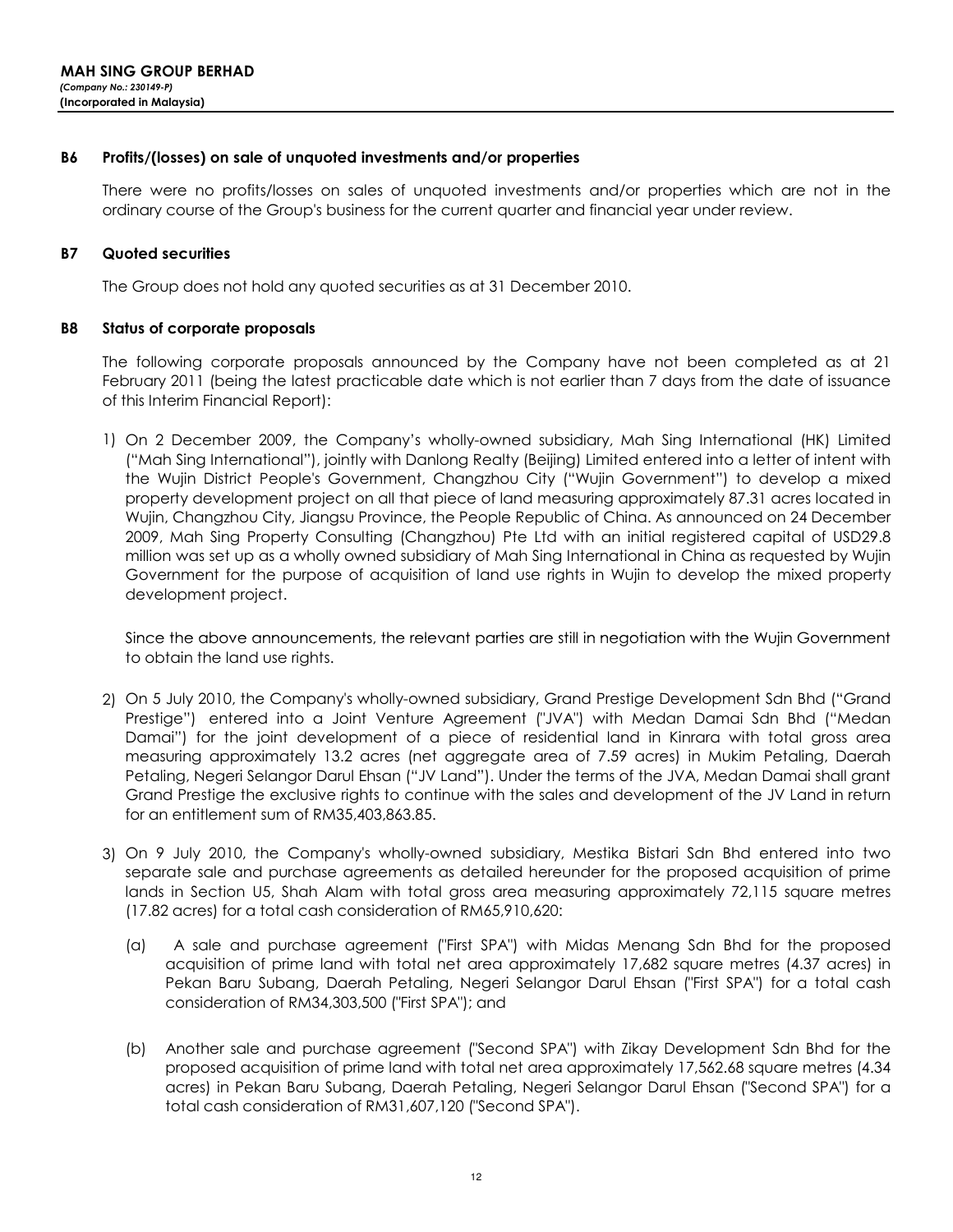**MAH SING GROUP BERHAD**
***(Company No.: 230149-P)***
**(Incorporated in Malaysia)**

### B6 Profits/(losses) on sale of unquoted investments and/or properties

There were no profits/losses on sales of unquoted investments and/or properties which are not in the ordinary course of the Group's business for the current quarter and financial year under review.

### B7 Quoted securities

The Group does not hold any quoted securities as at 31 December 2010.

### B8 Status of corporate proposals

The following corporate proposals announced by the Company have not been completed as at 21 February 2011 (being the latest practicable date which is not earlier than 7 days from the date of issuance of this Interim Financial Report):

1) On 2 December 2009, the Company's wholly-owned subsidiary, Mah Sing International (HK) Limited ("Mah Sing International"), jointly with Danlong Realty (Beijing) Limited entered into a letter of intent with the Wujin District People's Government, Changzhou City ("Wujin Government") to develop a mixed property development project on all that piece of land measuring approximately 87.31 acres located in Wujin, Changzhou City, Jiangsu Province, the People Republic of China. As announced on 24 December 2009, Mah Sing Property Consulting (Changzhou) Pte Ltd with an initial registered capital of USD29.8 million was set up as a wholly owned subsidiary of Mah Sing International in China as requested by Wujin Government for the purpose of acquisition of land use rights in Wujin to develop the mixed property development project.

   Since the above announcements, the relevant parties are still in negotiation with the Wujin Government to obtain the land use rights.

2) On 5 July 2010, the Company's wholly-owned subsidiary, Grand Prestige Development Sdn Bhd ("Grand Prestige") entered into a Joint Venture Agreement ("JVA") with Medan Damai Sdn Bhd ("Medan Damai") for the joint development of a piece of residential land in Kinrara with total gross area measuring approximately 13.2 acres (net aggregate area of 7.59 acres) in Mukim Petaling, Daerah Petaling, Negeri Selangor Darul Ehsan ("JV Land"). Under the terms of the JVA, Medan Damai shall grant Grand Prestige the exclusive rights to continue with the sales and development of the JV Land in return for an entitlement sum of RM35,403,863.85.

3) On 9 July 2010, the Company's wholly-owned subsidiary, Mestika Bistari Sdn Bhd entered into two separate sale and purchase agreements as detailed hereunder for the proposed acquisition of prime lands in Section U5, Shah Alam with total gross area measuring approximately 72,115 square metres (17.82 acres) for a total cash consideration of RM65,910,620:

   (a) A sale and purchase agreement ("First SPA") with Midas Menang Sdn Bhd for the proposed acquisition of prime land with total net area approximately 17,682 square metres (4.37 acres) in Pekan Baru Subang, Daerah Petaling, Negeri Selangor Darul Ehsan ("First SPA") for a total cash consideration of RM34,303,500 ("First SPA"); and

   (b) Another sale and purchase agreement ("Second SPA") with Zikay Development Sdn Bhd for the proposed acquisition of prime land with total net area approximately 17,562.68 square metres (4.34 acres) in Pekan Baru Subang, Daerah Petaling, Negeri Selangor Darul Ehsan ("Second SPA") for a total cash consideration of RM31,607,120 ("Second SPA").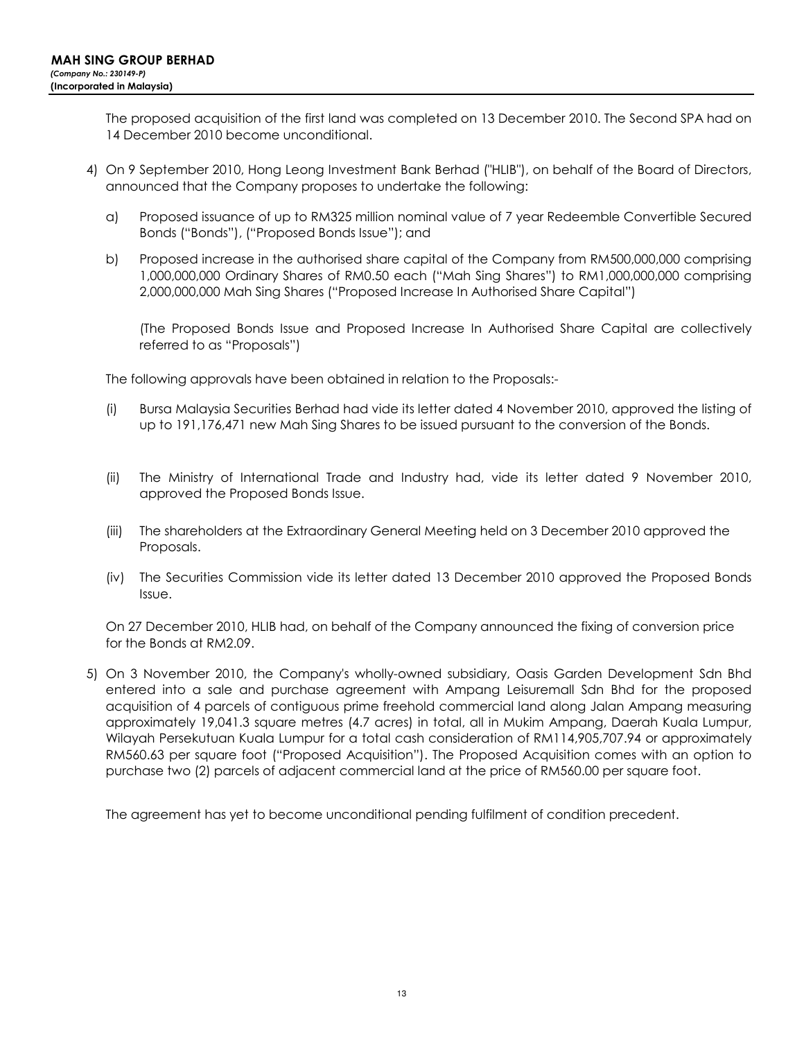The proposed acquisition of the first land was completed on 13 December 2010. The Second SPA had on 14 December 2010 become unconditional.

4) On 9 September 2010, Hong Leong Investment Bank Berhad ("HLIB"), on behalf of the Board of Directors, announced that the Company proposes to undertake the following:

   a) Proposed issuance of up to RM325 million nominal value of 7 year Redeemble Convertible Secured Bonds ("Bonds"), ("Proposed Bonds Issue"); and

   b) Proposed increase in the authorised share capital of the Company from RM500,000,000 comprising 1,000,000,000 Ordinary Shares of RM0.50 each ("Mah Sing Shares") to RM1,000,000,000 comprising 2,000,000,000 Mah Sing Shares ("Proposed Increase In Authorised Share Capital")

   (The Proposed Bonds Issue and Proposed Increase In Authorised Share Capital are collectively referred to as "Proposals")

   The following approvals have been obtained in relation to the Proposals:-

   (i) Bursa Malaysia Securities Berhad had vide its letter dated 4 November 2010, approved the listing of up to 191,176,471 new Mah Sing Shares to be issued pursuant to the conversion of the Bonds.

   (ii) The Ministry of International Trade and Industry had, vide its letter dated 9 November 2010, approved the Proposed Bonds Issue.

   (iii) The shareholders at the Extraordinary General Meeting held on 3 December 2010 approved the Proposals.

   (iv) The Securities Commission vide its letter dated 13 December 2010 approved the Proposed Bonds Issue.

   On 27 December 2010, HLIB had, on behalf of the Company announced the fixing of conversion price for the Bonds at RM2.09.

5) On 3 November 2010, the Company's wholly-owned subsidiary, Oasis Garden Development Sdn Bhd entered into a sale and purchase agreement with Ampang Leisuremall Sdn Bhd for the proposed acquisition of 4 parcels of contiguous prime freehold commercial land along Jalan Ampang measuring approximately 19,041.3 square metres (4.7 acres) in total, all in Mukim Ampang, Daerah Kuala Lumpur, Wilayah Persekutuan Kuala Lumpur for a total cash consideration of RM114,905,707.94 or approximately RM560.63 per square foot ("Proposed Acquisition"). The Proposed Acquisition comes with an option to purchase two (2) parcels of adjacent commercial land at the price of RM560.00 per square foot.

   The agreement has yet to become unconditional pending fulfilment of condition precedent.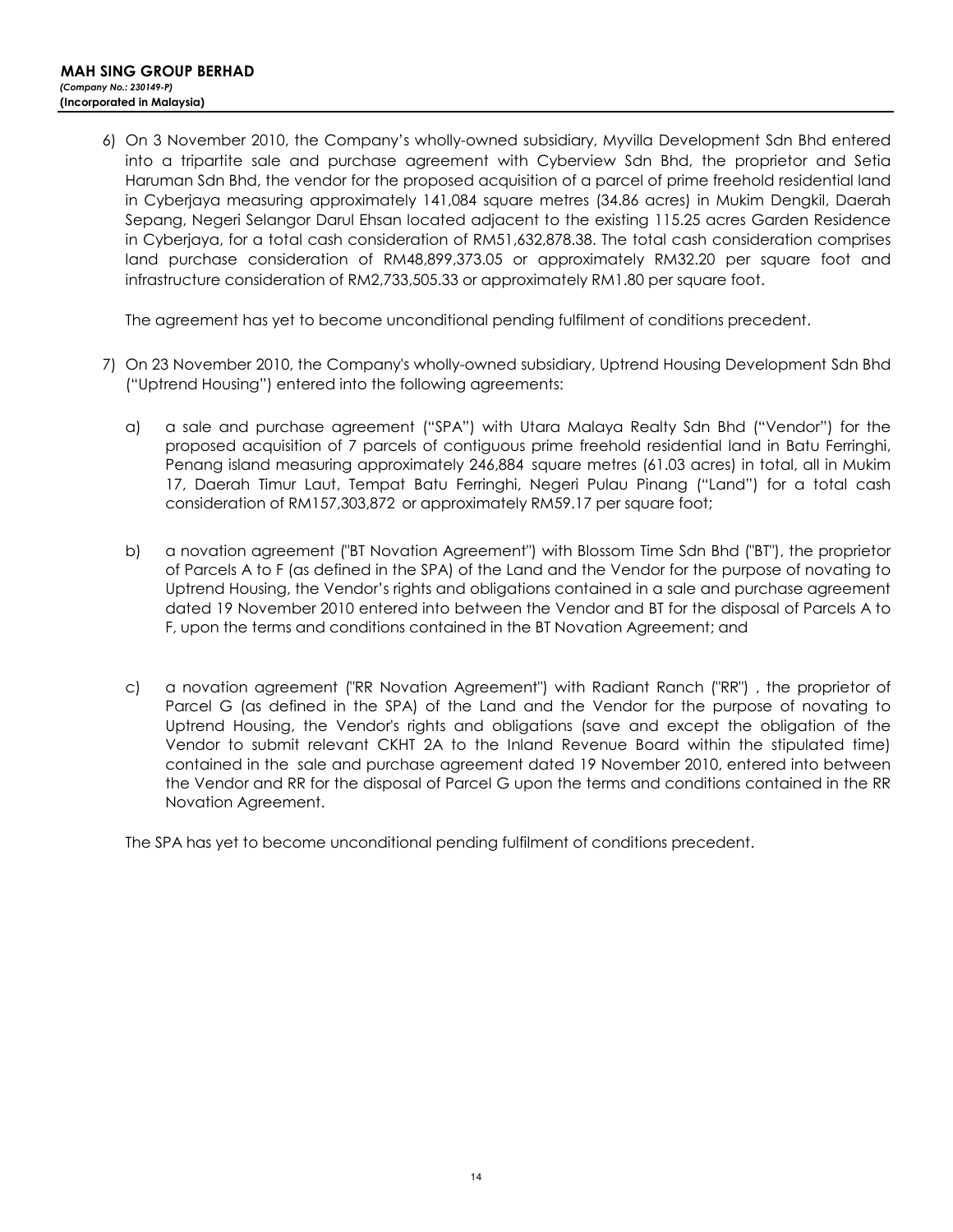6) On 3 November 2010, the Company's wholly-owned subsidiary, Myvilla Development Sdn Bhd entered into a tripartite sale and purchase agreement with Cyberview Sdn Bhd, the proprietor and Setia Haruman Sdn Bhd, the vendor for the proposed acquisition of a parcel of prime freehold residential land in Cyberjaya measuring approximately 141,084 square metres (34.86 acres) in Mukim Dengkil, Daerah Sepang, Negeri Selangor Darul Ehsan located adjacent to the existing 115.25 acres Garden Residence in Cyberjaya, for a total cash consideration of RM51,632,878.38. The total cash consideration comprises land purchase consideration of RM48,899,373.05 or approximately RM32.20 per square foot and infrastructure consideration of RM2,733,505.33 or approximately RM1.80 per square foot.

   The agreement has yet to become unconditional pending fulfilment of conditions precedent.

7) On 23 November 2010, the Company's wholly-owned subsidiary, Uptrend Housing Development Sdn Bhd ("Uptrend Housing") entered into the following agreements:

   a) a sale and purchase agreement ("SPA") with Utara Malaya Realty Sdn Bhd ("Vendor") for the proposed acquisition of 7 parcels of contiguous prime freehold residential land in Batu Ferringhi, Penang island measuring approximately 246,884 square metres (61.03 acres) in total, all in Mukim 17, Daerah Timur Laut, Tempat Batu Ferringhi, Negeri Pulau Pinang ("Land") for a total cash consideration of RM157,303,872 or approximately RM59.17 per square foot;

   b) a novation agreement ("BT Novation Agreement") with Blossom Time Sdn Bhd ("BT"), the proprietor of Parcels A to F (as defined in the SPA) of the Land and the Vendor for the purpose of novating to Uptrend Housing, the Vendor's rights and obligations contained in a sale and purchase agreement dated 19 November 2010 entered into between the Vendor and BT for the disposal of Parcels A to F, upon the terms and conditions contained in the BT Novation Agreement; and

   c) a novation agreement ("RR Novation Agreement") with Radiant Ranch ("RR") , the proprietor of Parcel G (as defined in the SPA) of the Land and the Vendor for the purpose of novating to Uptrend Housing, the Vendor's rights and obligations (save and except the obligation of the Vendor to submit relevant CKHT 2A to the Inland Revenue Board within the stipulated time) contained in the sale and purchase agreement dated 19 November 2010, entered into between the Vendor and RR for the disposal of Parcel G upon the terms and conditions contained in the RR Novation Agreement.

   The SPA has yet to become unconditional pending fulfilment of conditions precedent.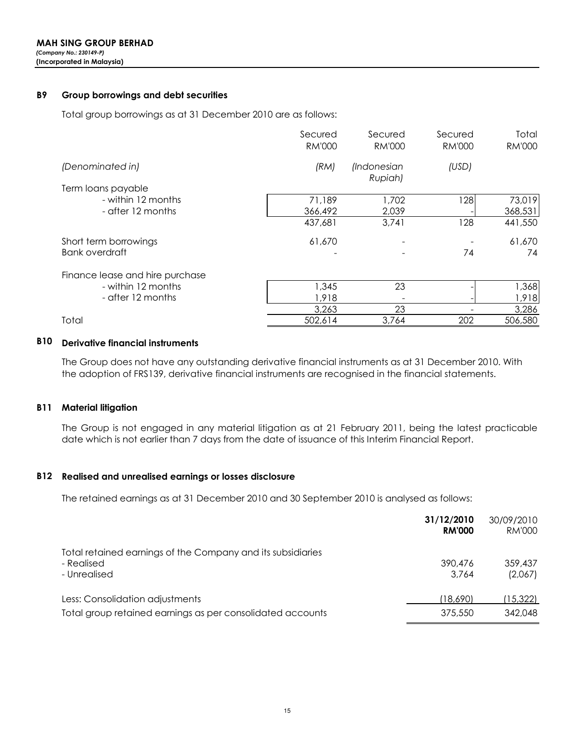**MAH SING GROUP BERHAD**
*(Company No.: 230149-P)*
**(Incorporated in Malaysia)**

### B9 Group borrowings and debt securities

Total group borrowings as at 31 December 2010 are as follows:

| | Secured RM'000 | Secured RM'000 | Secured RM'000 | Total RM'000 |
|---|---|---|---|---|
| *(Denominated in)* | *(RM)* | *(Indonesian Rupiah)* | *(USD)* | |
| Term loans payable | | | | |
| - within 12 months | 71,189 | 1,702 | 128 | 73,019 |
| - after 12 months | 366,492 | 2,039 | - | 368,531 |
| | 437,681 | 3,741 | 128 | 441,550 |
| Short term borrowings | 61,670 | - | - | 61,670 |
| Bank overdraft | - | - | 74 | 74 |
| Finance lease and hire purchase | | | | |
| - within 12 months | 1,345 | 23 | - | 1,368 |
| - after 12 months | 1,918 | - | - | 1,918 |
| | 3,263 | 23 | - | 3,286 |
| Total | 502,614 | 3,764 | 202 | 506,580 |

### B10 Derivative financial instruments

The Group does not have any outstanding derivative financial instruments as at 31 December 2010. With the adoption of FRS139, derivative financial instruments are recognised in the financial statements.

### B11 Material litigation

The Group is not engaged in any material litigation as at 21 February 2011, being the latest practicable date which is not earlier than 7 days from the date of issuance of this Interim Financial Report.

### B12 Realised and unrealised earnings or losses disclosure

The retained earnings as at 31 December 2010 and 30 September 2010 is analysed as follows:

| | **31/12/2010 RM'000** | 30/09/2010 RM'000 |
|---|---|---|
| Total retained earnings of the Company and its subsidiaries | | |
| - Realised | 390,476 | 359,437 |
| - Unrealised | 3,764 | (2,067) |
| Less: Consolidation adjustments | (18,690) | (15,322) |
| Total group retained earnings as per consolidated accounts | 375,550 | 342,048 |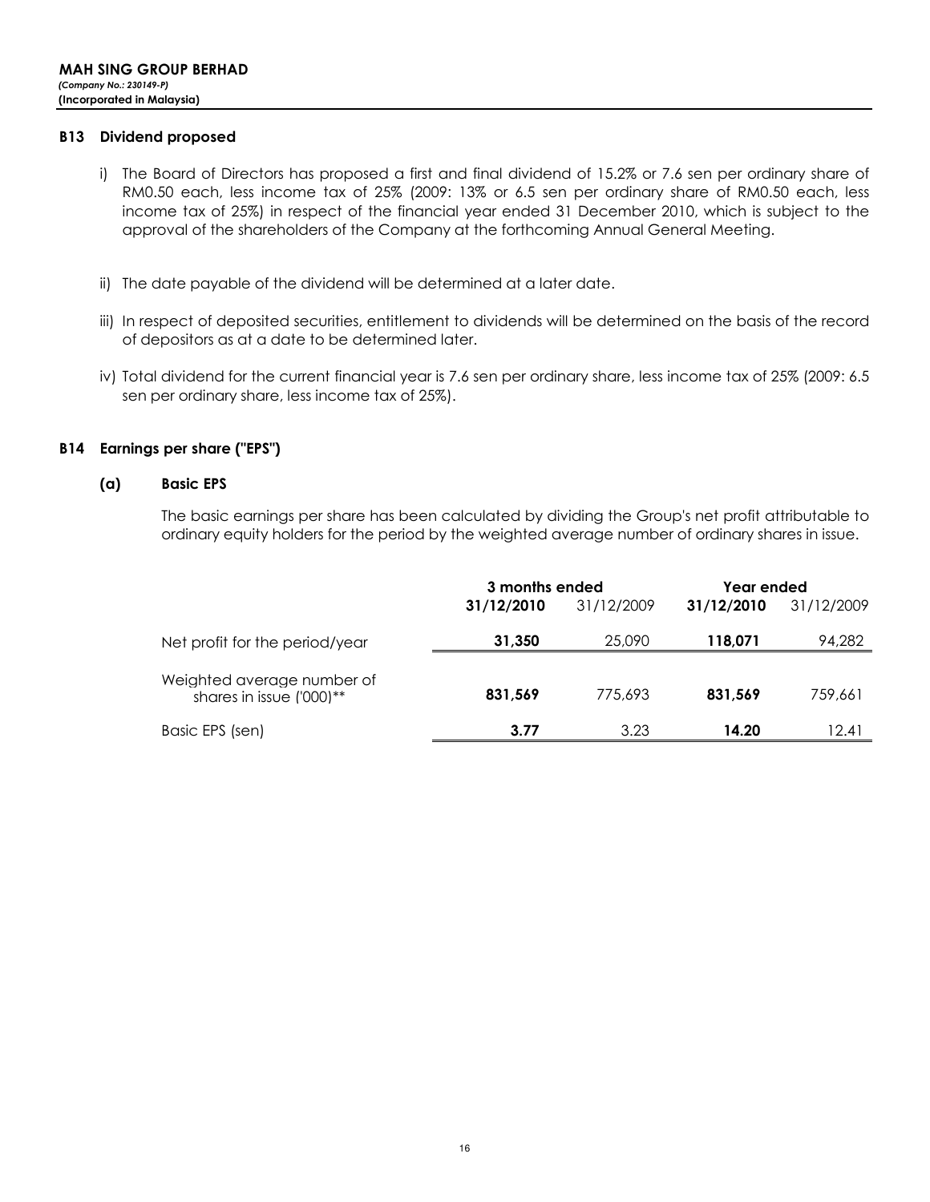**MAH SING GROUP BERHAD**
*(Company No.: 230149-P)*
**(Incorporated in Malaysia)**

### B13 Dividend proposed

i) The Board of Directors has proposed a first and final dividend of 15.2% or 7.6 sen per ordinary share of RM0.50 each, less income tax of 25% (2009: 13% or 6.5 sen per ordinary share of RM0.50 each, less income tax of 25%) in respect of the financial year ended 31 December 2010, which is subject to the approval of the shareholders of the Company at the forthcoming Annual General Meeting.

ii) The date payable of the dividend will be determined at a later date.

iii) In respect of deposited securities, entitlement to dividends will be determined on the basis of the record of depositors as at a date to be determined later.

iv) Total dividend for the current financial year is 7.6 sen per ordinary share, less income tax of 25% (2009: 6.5 sen per ordinary share, less income tax of 25%).

### B14 Earnings per share ("EPS")

#### (a) Basic EPS

The basic earnings per share has been calculated by dividing the Group's net profit attributable to ordinary equity holders for the period by the weighted average number of ordinary shares in issue.

| | 3 months ended | | Year ended | |
|---|---|---|---|---|
| | **31/12/2010** | 31/12/2009 | **31/12/2010** | 31/12/2009 |
| Net profit for the period/year | **31,350** | 25,090 | **118,071** | 94,282 |
| Weighted average number of shares in issue ('000)** | **831,569** | 775,693 | **831,569** | 759,661 |
| Basic EPS (sen) | **3.77** | 3.23 | **14.20** | 12.41 |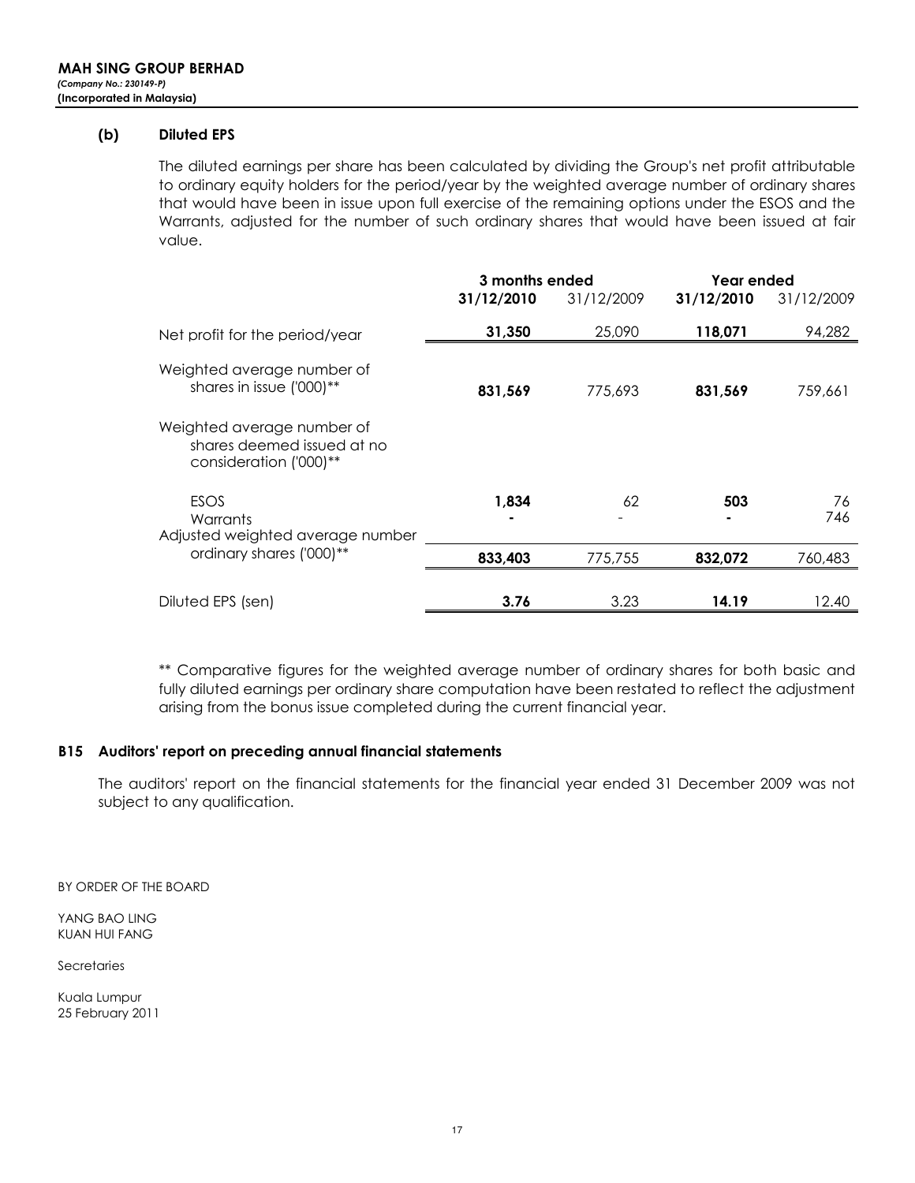**MAH SING GROUP BERHAD**
*(Company No.: 230149-P)*
**(Incorporated in Malaysia)**

### (b) Diluted EPS

The diluted earnings per share has been calculated by dividing the Group's net profit attributable to ordinary equity holders for the period/year by the weighted average number of ordinary shares that would have been in issue upon full exercise of the remaining options under the ESOS and the Warrants, adjusted for the number of such ordinary shares that would have been issued at fair value.

| | 3 months ended | | Year ended | |
|---|---|---|---|---|
| | **31/12/2010** | 31/12/2009 | **31/12/2010** | 31/12/2009 |
| Net profit for the period/year | **31,350** | 25,090 | **118,071** | 94,282 |
| Weighted average number of shares in issue ('000)** | **831,569** | 775,693 | **831,569** | 759,661 |
| Weighted average number of shares deemed issued at no consideration ('000)** | | | | |
| ESOS | **1,834** | 62 | **503** | 76 |
| Warrants | **-** | - | **-** | 746 |
| Adjusted weighted average number ordinary shares ('000)** | **833,403** | 775,755 | **832,072** | 760,483 |
| Diluted EPS (sen) | **3.76** | 3.23 | **14.19** | 12.40 |

** Comparative figures for the weighted average number of ordinary shares for both basic and fully diluted earnings per ordinary share computation have been restated to reflect the adjustment arising from the bonus issue completed during the current financial year.

### B15 Auditors' report on preceding annual financial statements

The auditors' report on the financial statements for the financial year ended 31 December 2009 was not subject to any qualification.

BY ORDER OF THE BOARD

YANG BAO LING
KUAN HUI FANG

Secretaries

Kuala Lumpur
25 February 2011